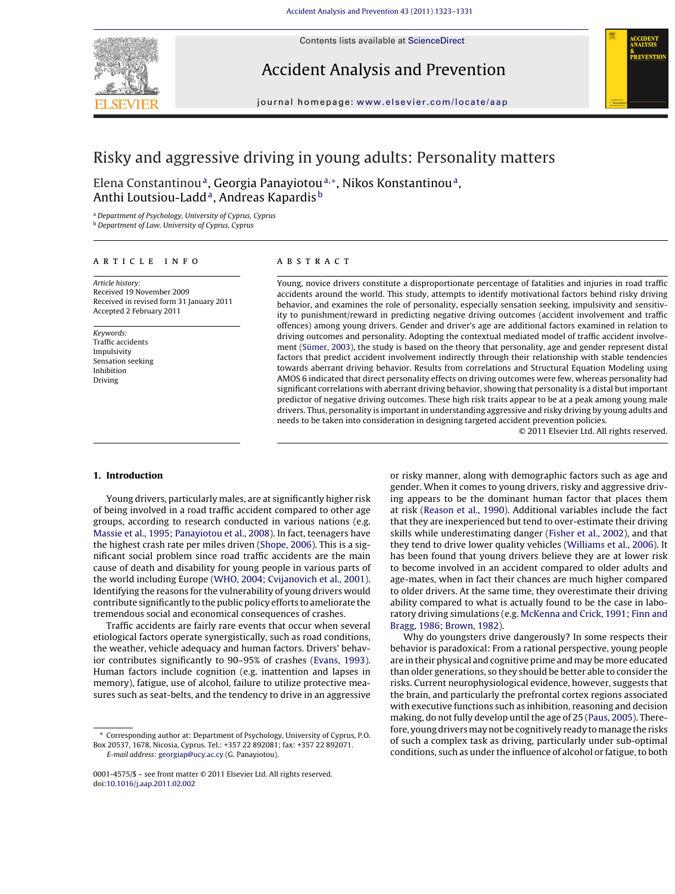# Risky and aggressive driving in young adults: Personality matters

Elena Constantinou[a], Georgia Panayiotou[a,*], Nikos Konstantinou[a], Anthi Loutsiou-Ladd[a], Andreas Kapardis[b]

[a] Department of Psychology, University of Cyprus, Cyprus
[b] Department of Law, University of Cyprus, Cyprus

**ARTICLE INFO**

*Article history:*
Received 19 November 2009
Received in revised form 31 January 2011
Accepted 2 February 2011

*Keywords:*
Traffic accidents
Impulsivity
Sensation seeking
Inhibition
Driving

**ABSTRACT**

Young, novice drivers constitute a disproportionate percentage of fatalities and injuries in road traffic accidents around the world. This study, attempts to identify motivational factors behind risky driving behavior, and examines the role of personality, especially sensation seeking, impulsivity and sensitivity to punishment/reward in predicting negative driving outcomes (accident involvement and traffic offences) among young drivers. Gender and driver's age are additional factors examined in relation to driving outcomes and personality. Adopting the contextual mediated model of traffic accident involvement (Sümer, 2003), the study is based on the theory that personality, age and gender represent distal factors that predict accident involvement indirectly through their relationship with stable tendencies towards aberrant driving behavior. Results from correlations and Structural Equation Modeling using AMOS 6 indicated that direct personality effects on driving outcomes were few, whereas personality had significant correlations with aberrant driving behavior, showing that personality is a distal but important predictor of negative driving outcomes. These high risk traits appear to be at a peak among young male drivers. Thus, personality is important in understanding aggressive and risky driving by young adults and needs to be taken into consideration in designing targeted accident prevention policies.

© 2011 Elsevier Ltd. All rights reserved.

## 1. Introduction

Young drivers, particularly males, are at significantly higher risk of being involved in a road traffic accident compared to other age groups, according to research conducted in various nations (e.g. Massie et al., 1995; Panayiotou et al., 2008). In fact, teenagers have the highest crash rate per miles driven (Shope, 2006). This is a significant social problem since road traffic accidents are the main cause of death and disability for young people in various parts of the world including Europe (WHO, 2004; Cvijanovich et al., 2001). Identifying the reasons for the vulnerability of young drivers would contribute significantly to the public policy efforts to ameliorate the tremendous social and economical consequences of crashes.

Traffic accidents are fairly rare events that occur when several etiological factors operate synergistically, such as road conditions, the weather, vehicle adequacy and human factors. Drivers' behavior contributes significantly to 90–95% of crashes (Evans, 1993). Human factors include cognition (e.g. inattention and lapses in memory), fatigue, use of alcohol, failure to utilize protective measures such as seat-belts, and the tendency to drive in an aggressive or risky manner, along with demographic factors such as age and gender. When it comes to young drivers, risky and aggressive driving appears to be the dominant human factor that places them at risk (Reason et al., 1990). Additional variables include the fact that they are inexperienced but tend to over-estimate their driving skills while underestimating danger (Fisher et al., 2002), and that they tend to drive lower quality vehicles (Williams et al., 2006). It has been found that young drivers believe they are at lower risk to become involved in an accident compared to older adults and age-mates, when in fact their chances are much higher compared to older drivers. At the same time, they overestimate their driving ability compared to what is actually found to be the case in laboratory driving simulations (e.g. McKenna and Crick, 1991; Finn and Bragg, 1986; Brown, 1982).

Why do youngsters drive dangerously? In some respects their behavior is paradoxical: From a rational perspective, young people are in their physical and cognitive prime and may be more educated than older generations, so they should be better able to consider the risks. Current neurophysiological evidence, however, suggests that the brain, and particularly the prefrontal cortex regions associated with executive functions such as inhibition, reasoning and decision making, do not fully develop until the age of 25 (Paus, 2005). Therefore, young drivers may not be cognitively ready to manage the risks of such a complex task as driving, particularly under sub-optimal conditions, such as under the influence of alcohol or fatigue, to both

\* Corresponding author at: Department of Psychology, University of Cyprus, P.O. Box 20537, 1678, Nicosia, Cyprus. Tel.: +357 22 892081; fax: +357 22 892071.
*E-mail address:* georgiap@ucy.ac.cy (G. Panayiotou).

0001-4575/$ – see front matter © 2011 Elsevier Ltd. All rights reserved.
doi:10.1016/j.aap.2011.02.002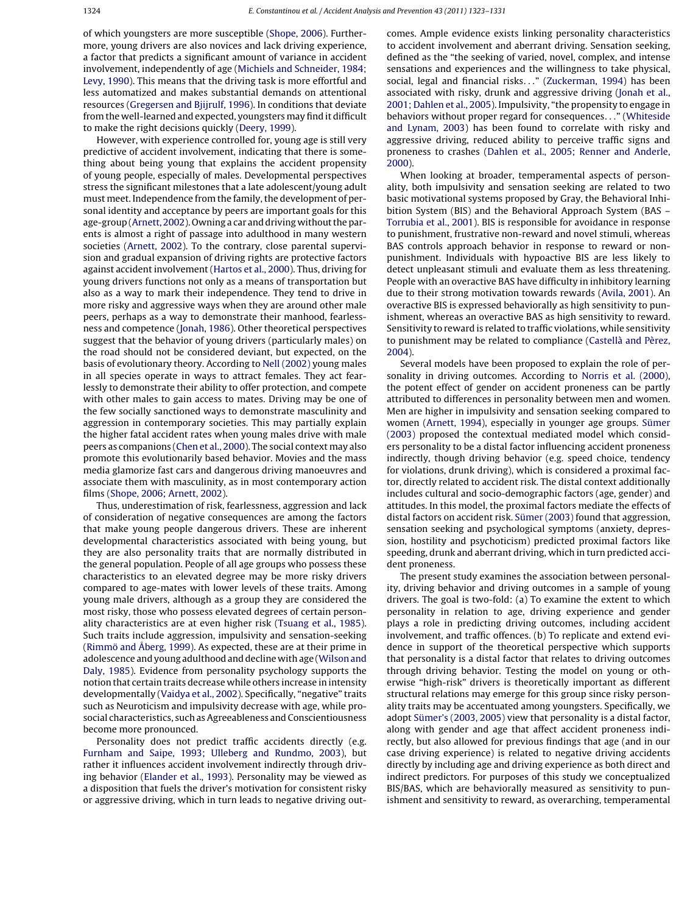of which youngsters are more susceptible (Shope, 2006). Furthermore, young drivers are also novices and lack driving experience, a factor that predicts a significant amount of variance in accident involvement, independently of age (Michiels and Schneider, 1984; Levy, 1990). This means that the driving task is more effortful and less automatized and makes substantial demands on attentional resources (Gregersen and Bjijrulf, 1996). In conditions that deviate from the well-learned and expected, youngsters may find it difficult to make the right decisions quickly (Deery, 1999).

However, with experience controlled for, young age is still very predictive of accident involvement, indicating that there is something about being young that explains the accident propensity of young people, especially of males. Developmental perspectives stress the significant milestones that a late adolescent/young adult must meet. Independence from the family, the development of personal identity and acceptance by peers are important goals for this age-group (Arnett, 2002). Owning a car and driving without the parents is almost a right of passage into adulthood in many western societies (Arnett, 2002). To the contrary, close parental supervision and gradual expansion of driving rights are protective factors against accident involvement (Hartos et al., 2000). Thus, driving for young drivers functions not only as a means of transportation but also as a way to mark their independence. They tend to drive in more risky and aggressive ways when they are around other male peers, perhaps as a way to demonstrate their manhood, fearlessness and competence (Jonah, 1986). Other theoretical perspectives suggest that the behavior of young drivers (particularly males) on the road should not be considered deviant, but expected, on the basis of evolutionary theory. According to Nell (2002) young males in all species operate in ways to attract females. They act fearlessly to demonstrate their ability to offer protection, and compete with other males to gain access to mates. Driving may be one of the few socially sanctioned ways to demonstrate masculinity and aggression in contemporary societies. This may partially explain the higher fatal accident rates when young males drive with male peers as companions (Chen et al., 2000). The social context may also promote this evolutionarily based behavior. Movies and the mass media glamorize fast cars and dangerous driving manoeuvres and associate them with masculinity, as in most contemporary action films (Shope, 2006; Arnett, 2002).

Thus, underestimation of risk, fearlessness, aggression and lack of consideration of negative consequences are among the factors that make young people dangerous drivers. These are inherent developmental characteristics associated with being young, but they are also personality traits that are normally distributed in the general population. People of all age groups who possess these characteristics to an elevated degree may be more risky drivers compared to age-mates with lower levels of these traits. Among young male drivers, although as a group they are considered the most risky, those who possess elevated degrees of certain personality characteristics are at even higher risk (Tsuang et al., 1985). Such traits include aggression, impulsivity and sensation-seeking (Rimmö and Åberg, 1999). As expected, these are at their prime in adolescence and young adulthood and decline with age (Wilson and Daly, 1985). Evidence from personality psychology supports the notion that certain traits decrease while others increase in intensity developmentally (Vaidya et al., 2002). Specifically, "negative" traits such as Neuroticism and impulsivity decrease with age, while prosocial characteristics, such as Agreeableness and Conscientiousness become more pronounced.

Personality does not predict traffic accidents directly (e.g. Furnham and Saipe, 1993; Ulleberg and Rundmo, 2003), but rather it influences accident involvement indirectly through driving behavior (Elander et al., 1993). Personality may be viewed as a disposition that fuels the driver's motivation for consistent risky or aggressive driving, which in turn leads to negative driving outcomes. Ample evidence exists linking personality characteristics to accident involvement and aberrant driving. Sensation seeking, defined as the "the seeking of varied, novel, complex, and intense sensations and experiences and the willingness to take physical, social, legal and financial risks..." (Zuckerman, 1994) has been associated with risky, drunk and aggressive driving (Jonah et al., 2001; Dahlen et al., 2005). Impulsivity, "the propensity to engage in behaviors without proper regard for consequences..." (Whiteside and Lynam, 2003) has been found to correlate with risky and aggressive driving, reduced ability to perceive traffic signs and proneness to crashes (Dahlen et al., 2005; Renner and Anderle, 2000).

When looking at broader, temperamental aspects of personality, both impulsivity and sensation seeking are related to two basic motivational systems proposed by Gray, the Behavioral Inhibition System (BIS) and the Behavioral Approach System (BAS – Torrubia et al., 2001). BIS is responsible for avoidance in response to punishment, frustrative non-reward and novel stimuli, whereas BAS controls approach behavior in response to reward or non-punishment. Individuals with hypoactive BIS are less likely to detect unpleasant stimuli and evaluate them as less threatening. People with an overactive BAS have difficulty in inhibitory learning due to their strong motivation towards rewards (Avila, 2001). An overactive BIS is expressed behaviorally as high sensitivity to punishment, whereas an overactive BAS as high sensitivity to reward. Sensitivity to reward is related to traffic violations, while sensitivity to punishment may be related to compliance (Castellà and Pèrez, 2004).

Several models have been proposed to explain the role of personality in driving outcomes. According to Norris et al. (2000), the potent effect of gender on accident proneness can be partly attributed to differences in personality between men and women. Men are higher in impulsivity and sensation seeking compared to women (Arnett, 1994), especially in younger age groups. Sümer (2003) proposed the contextual mediated model which considers personality to be a distal factor influencing accident proneness indirectly, though driving behavior (e.g. speed choice, tendency for violations, drunk driving), which is considered a proximal factor, directly related to accident risk. The distal context additionally includes cultural and socio-demographic factors (age, gender) and attitudes. In this model, the proximal factors mediate the effects of distal factors on accident risk. Sümer (2003) found that aggression, sensation seeking and psychological symptoms (anxiety, depression, hostility and psychoticism) predicted proximal factors like speeding, drunk and aberrant driving, which in turn predicted accident proneness.

The present study examines the association between personality, driving behavior and driving outcomes in a sample of young drivers. The goal is two-fold: (a) To examine the extent to which personality in relation to age, driving experience and gender plays a role in predicting driving outcomes, including accident involvement, and traffic offences. (b) To replicate and extend evidence in support of the theoretical perspective which supports that personality is a distal factor that relates to driving outcomes through driving behavior. Testing the model on young or otherwise "high-risk" drivers is theoretically important as different structural relations may emerge for this group since risky personality traits may be accentuated among youngsters. Specifically, we adopt Sümer's (2003, 2005) view that personality is a distal factor, along with gender and age that affect accident proneness indirectly, but also allowed for previous findings that age (and in our case driving experience) is related to negative driving accidents directly by including age and driving experience as both direct and indirect predictors. For purposes of this study we conceptualized BIS/BAS, which are behaviorally measured as sensitivity to punishment and sensitivity to reward, as overarching, temperamental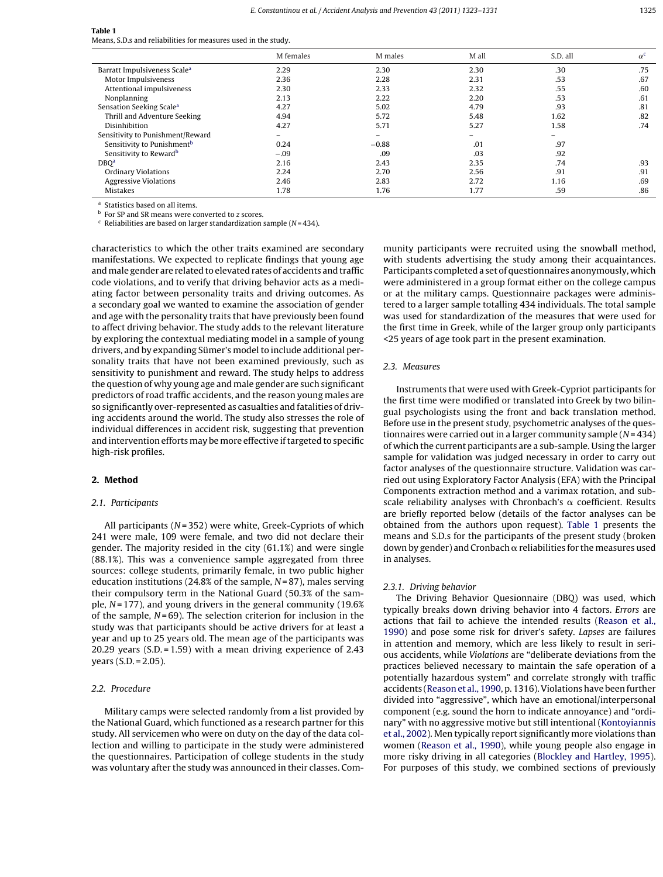**Table 1**
Means, S.D.s and reliabilities for measures used in the study.

| | M females | M males | M all | S.D. all | α[c] |
|---|---|---|---|---|---|
| Barratt Impulsiveness Scale[a] | 2.29 | 2.30 | 2.30 | .30 | .75 |
| Motor Impulsiveness | 2.36 | 2.28 | 2.31 | .53 | .67 |
| Attentional impulsiveness | 2.30 | 2.33 | 2.32 | .55 | .60 |
| Nonplanning | 2.13 | 2.22 | 2.20 | .53 | .61 |
| Sensation Seeking Scale[a] | 4.27 | 5.02 | 4.79 | .93 | .81 |
| Thrill and Adventure Seeking | 4.94 | 5.72 | 5.48 | 1.62 | .82 |
| Disinhibition | 4.27 | 5.71 | 5.27 | 1.58 | .74 |
| Sensitivity to Punishment/Reward | – | – | – | – | |
| Sensitivity to Punishment[b] | 0.24 | −0.88 | .01 | .97 | |
| Sensitivity to Reward[b] | −.09 | .09 | .03 | .92 | |
| DBQ[a] | 2.16 | 2.43 | 2.35 | .74 | .93 |
| Ordinary Violations | 2.24 | 2.70 | 2.56 | .91 | .91 |
| Aggressive Violations | 2.46 | 2.83 | 2.72 | 1.16 | .69 |
| Mistakes | 1.78 | 1.76 | 1.77 | .59 | .86 |

[a] Statistics based on all items.
[b] For SP and SR means were converted to *z* scores.
[c] Reliabilities are based on larger standardization sample (*N* = 434).

characteristics to which the other traits examined are secondary manifestations. We expected to replicate findings that young age and male gender are related to elevated rates of accidents and traffic code violations, and to verify that driving behavior acts as a mediating factor between personality traits and driving outcomes. As a secondary goal we wanted to examine the association of gender and age with the personality traits that have previously been found to affect driving behavior. The study adds to the relevant literature by exploring the contextual mediating model in a sample of young drivers, and by expanding Sümer's model to include additional personality traits that have not been examined previously, such as sensitivity to punishment and reward. The study helps to address the question of why young age and male gender are such significant predictors of road traffic accidents, and the reason young males are so significantly over-represented as casualties and fatalities of driving accidents around the world. The study also stresses the role of individual differences in accident risk, suggesting that prevention and intervention efforts may be more effective if targeted to specific high-risk profiles.

## 2. Method

### 2.1. Participants

All participants (*N* = 352) were white, Greek-Cypriots of which 241 were male, 109 were female, and two did not declare their gender. The majority resided in the city (61.1%) and were single (88.1%). This was a convenience sample aggregated from three sources: college students, primarily female, in two public higher education institutions (24.8% of the sample, *N* = 87), males serving their compulsory term in the National Guard (50.3% of the sample, *N* = 177), and young drivers in the general community (19.6% of the sample, *N* = 69). The selection criterion for inclusion in the study was that participants should be active drivers for at least a year and up to 25 years old. The mean age of the participants was 20.29 years (S.D. = 1.59) with a mean driving experience of 2.43 years (S.D. = 2.05).

### 2.2. Procedure

Military camps were selected randomly from a list provided by the National Guard, which functioned as a research partner for this study. All servicemen who were on duty on the day of the data collection and willing to participate in the study were administered the questionnaires. Participation of college students in the study was voluntary after the study was announced in their classes. Community participants were recruited using the snowball method, with students advertising the study among their acquaintances. Participants completed a set of questionnaires anonymously, which were administered in a group format either on the college campus or at the military camps. Questionnaire packages were administered to a larger sample totalling 434 individuals. The total sample was used for standardization of the measures that were used for the first time in Greek, while of the larger group only participants <25 years of age took part in the present examination.

### 2.3. Measures

Instruments that were used with Greek-Cypriot participants for the first time were modified or translated into Greek by two bilingual psychologists using the front and back translation method. Before use in the present study, psychometric analyses of the questionnaires were carried out in a larger community sample (*N* = 434) of which the current participants are a sub-sample. Using the larger sample for validation was judged necessary in order to carry out factor analyses of the questionnaire structure. Validation was carried out using Exploratory Factor Analysis (EFA) with the Principal Components extraction method and a varimax rotation, and subscale reliability analyses with Chronbach's α coefficient. Results are briefly reported below (details of the factor analyses can be obtained from the authors upon request). Table 1 presents the means and S.D.s for the participants of the present study (broken down by gender) and Cronbach α reliabilities for the measures used in analyses.

#### 2.3.1. Driving behavior

The Driving Behavior Quesionnaire (DBQ) was used, which typically breaks down driving behavior into 4 factors. *Errors* are actions that fail to achieve the intended results (Reason et al., 1990) and pose some risk for driver's safety. *Lapses* are failures in attention and memory, which are less likely to result in serious accidents, while *Violations* are "deliberate deviations from the practices believed necessary to maintain the safe operation of a potentially hazardous system" and correlate strongly with traffic accidents (Reason et al., 1990, p. 1316). Violations have been further divided into "aggressive", which have an emotional/interpersonal component (e.g. sound the horn to indicate annoyance) and "ordinary" with no aggressive motive but still intentional (Kontoyiannis et al., 2002). Men typically report significantly more violations than women (Reason et al., 1990), while young people also engage in more risky driving in all categories (Blockley and Hartley, 1995). For purposes of this study, we combined sections of previously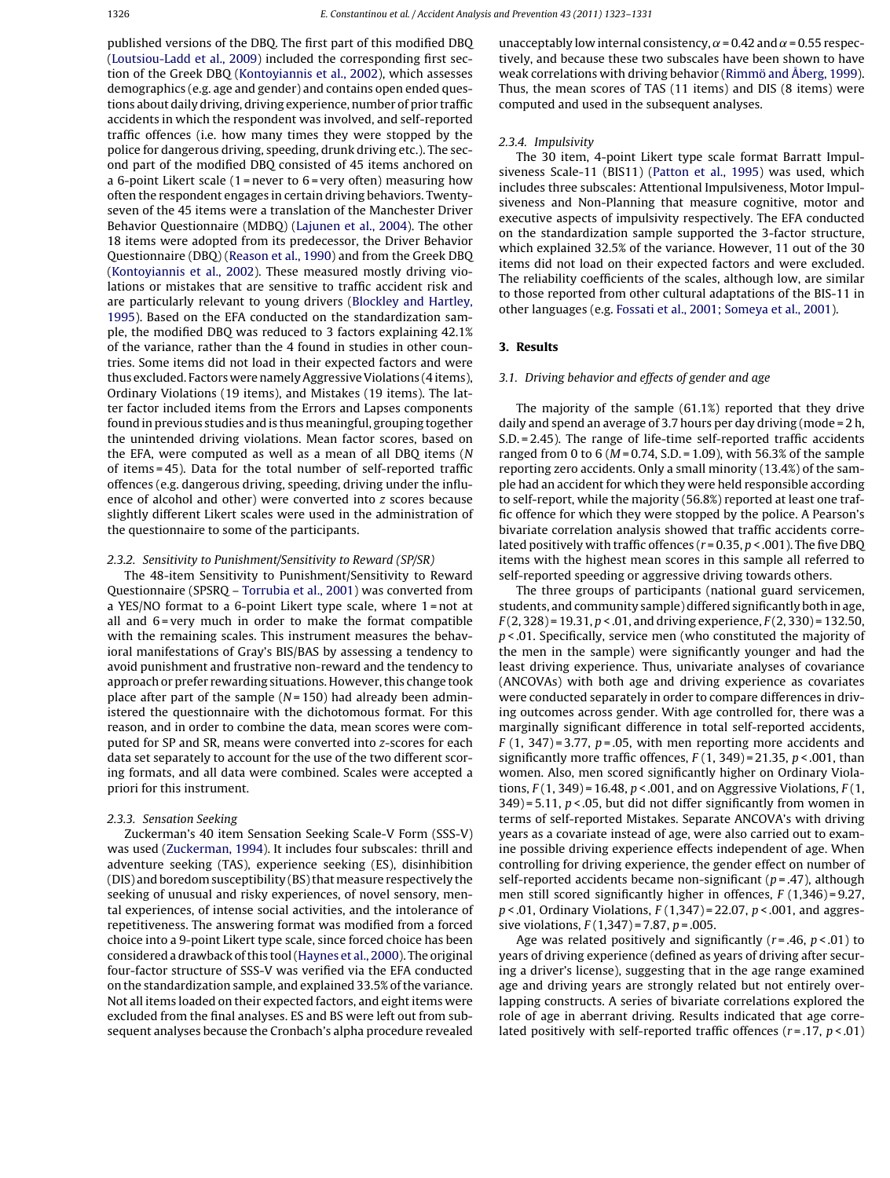published versions of the DBQ. The first part of this modified DBQ (Loutsiou-Ladd et al., 2009) included the corresponding first section of the Greek DBQ (Kontoyiannis et al., 2002), which assesses demographics (e.g. age and gender) and contains open ended questions about daily driving, driving experience, number of prior traffic accidents in which the respondent was involved, and self-reported traffic offences (i.e. how many times they were stopped by the police for dangerous driving, speeding, drunk driving etc.). The second part of the modified DBQ consisted of 45 items anchored on a 6-point Likert scale (1 = never to 6 = very often) measuring how often the respondent engages in certain driving behaviors. Twenty-seven of the 45 items were a translation of the Manchester Driver Behavior Questionnaire (MDBQ) (Lajunen et al., 2004). The other 18 items were adopted from its predecessor, the Driver Behavior Questionnaire (DBQ) (Reason et al., 1990) and from the Greek DBQ (Kontoyiannis et al., 2002). These measured mostly driving violations or mistakes that are sensitive to traffic accident risk and are particularly relevant to young drivers (Blockley and Hartley, 1995). Based on the EFA conducted on the standardization sample, the modified DBQ was reduced to 3 factors explaining 42.1% of the variance, rather than the 4 found in studies in other countries. Some items did not load in their expected factors and were thus excluded. Factors were namely Aggressive Violations (4 items), Ordinary Violations (19 items), and Mistakes (19 items). The latter factor included items from the Errors and Lapses components found in previous studies and is thus meaningful, grouping together the unintended driving violations. Mean factor scores, based on the EFA, were computed as well as a mean of all DBQ items ($N$ of items = 45). Data for the total number of self-reported traffic offences (e.g. dangerous driving, speeding, driving under the influence of alcohol and other) were converted into $z$ scores because slightly different Likert scales were used in the administration of the questionnaire to some of the participants.

### 2.3.2. Sensitivity to Punishment/Sensitivity to Reward (SP/SR)

The 48-item Sensitivity to Punishment/Sensitivity to Reward Questionnaire (SPSRQ – Torrubia et al., 2001) was converted from a YES/NO format to a 6-point Likert type scale, where 1 = not at all and 6 = very much in order to make the format compatible with the remaining scales. This instrument measures the behavioral manifestations of Gray's BIS/BAS by assessing a tendency to avoid punishment and frustrative non-reward and the tendency to approach or prefer rewarding situations. However, this change took place after part of the sample ($N$ = 150) had already been administered the questionnaire with the dichotomous format. For this reason, and in order to combine the data, mean scores were computed for SP and SR, means were converted into $z$-scores for each data set separately to account for the use of the two different scoring formats, and all data were combined. Scales were accepted a priori for this instrument.

### 2.3.3. Sensation Seeking

Zuckerman's 40 item Sensation Seeking Scale-V Form (SSS-V) was used (Zuckerman, 1994). It includes four subscales: thrill and adventure seeking (TAS), experience seeking (ES), disinhibition (DIS) and boredom susceptibility (BS) that measure respectively the seeking of unusual and risky experiences, of novel sensory, mental experiences, of intense social activities, and the intolerance of repetitiveness. The answering format was modified from a forced choice into a 9-point Likert type scale, since forced choice has been considered a drawback of this tool (Haynes et al., 2000). The original four-factor structure of SSS-V was verified via the EFA conducted on the standardization sample, and explained 33.5% of the variance. Not all items loaded on their expected factors, and eight items were excluded from the final analyses. ES and BS were left out from subsequent analyses because the Cronbach's alpha procedure revealed unacceptably low internal consistency, $\alpha = 0.42$ and $\alpha = 0.55$ respectively, and because these two subscales have been shown to have weak correlations with driving behavior (Rimmö and Åberg, 1999). Thus, the mean scores of TAS (11 items) and DIS (8 items) were computed and used in the subsequent analyses.

### 2.3.4. Impulsivity

The 30 item, 4-point Likert type scale format Barratt Impulsiveness Scale-11 (BIS11) (Patton et al., 1995) was used, which includes three subscales: Attentional Impulsiveness, Motor Impulsiveness and Non-Planning that measure cognitive, motor and executive aspects of impulsivity respectively. The EFA conducted on the standardization sample supported the 3-factor structure, which explained 32.5% of the variance. However, 11 out of the 30 items did not load on their expected factors and were excluded. The reliability coefficients of the scales, although low, are similar to those reported from other cultural adaptations of the BIS-11 in other languages (e.g. Fossati et al., 2001; Someya et al., 2001).

## 3. Results

### 3.1. Driving behavior and effects of gender and age

The majority of the sample (61.1%) reported that they drive daily and spend an average of 3.7 hours per day driving (mode = 2 h, S.D. = 2.45). The range of life-time self-reported traffic accidents ranged from 0 to 6 ($M$ = 0.74, S.D. = 1.09), with 56.3% of the sample reporting zero accidents. Only a small minority (13.4%) of the sample had an accident for which they were held responsible according to self-report, while the majority (56.8%) reported at least one traffic offence for which they were stopped by the police. A Pearson's bivariate correlation analysis showed that traffic accidents correlated positively with traffic offences ($r = 0.35$, $p < .001$). The five DBQ items with the highest mean scores in this sample all referred to self-reported speeding or aggressive driving towards others.

The three groups of participants (national guard servicemen, students, and community sample) differed significantly both in age, $F(2, 328) = 19.31$, $p < .01$, and driving experience, $F(2, 330) = 132.50$, $p < .01$. Specifically, service men (who constituted the majority of the men in the sample) were significantly younger and had the least driving experience. Thus, univariate analyses of covariance (ANCOVAs) with both age and driving experience as covariates were conducted separately in order to compare differences in driving outcomes across gender. With age controlled for, there was a marginally significant difference in total self-reported accidents, $F(1, 347) = 3.77$, $p = .05$, with men reporting more accidents and significantly more traffic offences, $F(1, 349) = 21.35$, $p < .001$, than women. Also, men scored significantly higher on Ordinary Violations, $F(1, 349) = 16.48$, $p < .001$, and on Aggressive Violations, $F(1, 349) = 5.11$, $p < .05$, but did not differ significantly from women in terms of self-reported Mistakes. Separate ANCOVA's with driving years as a covariate instead of age, were also carried out to examine possible driving experience effects independent of age. When controlling for driving experience, the gender effect on number of self-reported accidents became non-significant ($p = .47$), although men still scored significantly higher in offences, $F(1,346) = 9.27$, $p < .01$, Ordinary Violations, $F(1,347) = 22.07$, $p < .001$, and aggressive violations, $F(1,347) = 7.87$, $p = .005$.

Age was related positively and significantly ($r = .46$, $p < .01$) to years of driving experience (defined as years of driving after securing a driver's license), suggesting that in the age range examined age and driving years are strongly related but not entirely overlapping constructs. A series of bivariate correlations explored the role of age in aberrant driving. Results indicated that age correlated positively with self-reported traffic offences ($r = .17$, $p < .01$)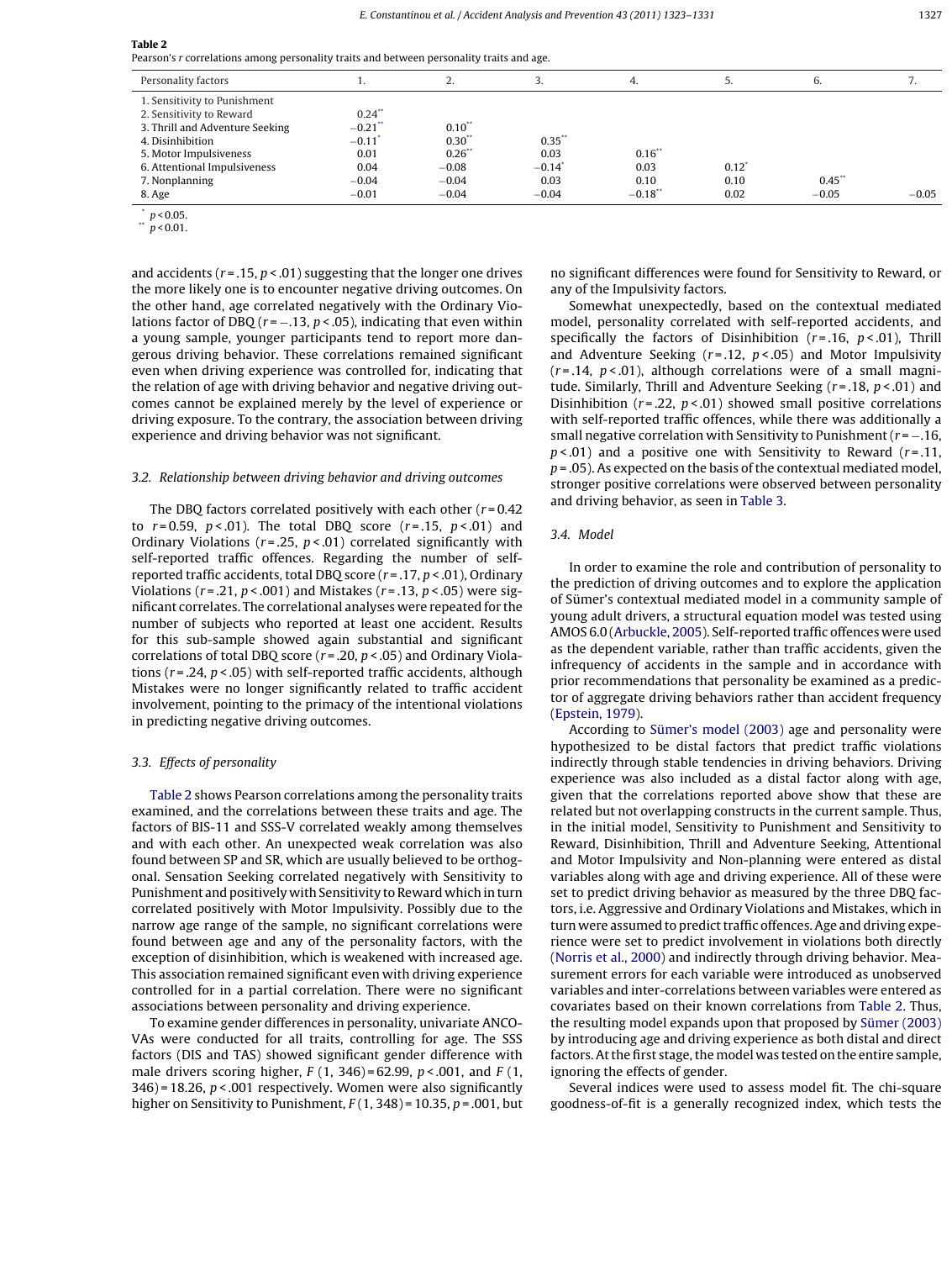**Table 2**
Pearson's r correlations among personality traits and between personality traits and age.

| Personality factors | 1. | 2. | 3. | 4. | 5. | 6. | 7. |
|---|---|---|---|---|---|---|---|
| 1. Sensitivity to Punishment | | | | | | | |
| 2. Sensitivity to Reward | 0.24** | | | | | | |
| 3. Thrill and Adventure Seeking | −0.21** | 0.10** | | | | | |
| 4. Disinhibition | −0.11* | 0.30** | 0.35** | | | | |
| 5. Motor Impulsiveness | 0.01 | 0.26** | 0.03 | 0.16** | | | |
| 6. Attentional Impulsiveness | 0.04 | −0.08 | −0.14* | 0.03 | 0.12* | | |
| 7. Nonplanning | −0.04 | −0.04 | 0.03 | 0.10 | 0.10 | 0.45** | |
| 8. Age | −0.01 | −0.04 | −0.04 | −0.18** | 0.02 | −0.05 | −0.05 |

\* $p < 0.05$.
\*\* $p < 0.01$.

and accidents ($r = .15$, $p < .01$) suggesting that the longer one drives the more likely one is to encounter negative driving outcomes. On the other hand, age correlated negatively with the Ordinary Violations factor of DBQ ($r = -.13$, $p < .05$), indicating that even within a young sample, younger participants tend to report more dangerous driving behavior. These correlations remained significant even when driving experience was controlled for, indicating that the relation of age with driving behavior and negative driving outcomes cannot be explained merely by the level of experience or driving exposure. To the contrary, the association between driving experience and driving behavior was not significant.

### 3.2. Relationship between driving behavior and driving outcomes

The DBQ factors correlated positively with each other ($r = 0.42$ to $r = 0.59$, $p < .01$). The total DBQ score ($r = .15$, $p < .01$) and Ordinary Violations ($r = .25$, $p < .01$) correlated significantly with self-reported traffic offences. Regarding the number of self-reported traffic accidents, total DBQ score ($r = .17$, $p < .01$), Ordinary Violations ($r = .21$, $p < .001$) and Mistakes ($r = .13$, $p < .05$) were significant correlates. The correlational analyses were repeated for the number of subjects who reported at least one accident. Results for this sub-sample showed again substantial and significant correlations of total DBQ score ($r = .20$, $p < .05$) and Ordinary Violations ($r = .24$, $p < .05$) with self-reported traffic accidents, although Mistakes were no longer significantly related to traffic accident involvement, pointing to the primacy of the intentional violations in predicting negative driving outcomes.

### 3.3. Effects of personality

Table 2 shows Pearson correlations among the personality traits examined, and the correlations between these traits and age. The factors of BIS-11 and SSS-V correlated weakly among themselves and with each other. An unexpected weak correlation was also found between SP and SR, which are usually believed to be orthogonal. Sensation Seeking correlated negatively with Sensitivity to Punishment and positively with Sensitivity to Reward which in turn correlated positively with Motor Impulsivity. Possibly due to the narrow age range of the sample, no significant correlations were found between age and any of the personality factors, with the exception of disinhibition, which is weakened with increased age. This association remained significant even with driving experience controlled for in a partial correlation. There were no significant associations between personality and driving experience.

To examine gender differences in personality, univariate ANCOVAs were conducted for all traits, controlling for age. The SSS factors (DIS and TAS) showed significant gender difference with male drivers scoring higher, $F(1, 346) = 62.99$, $p < .001$, and $F(1, 346) = 18.26$, $p < .001$ respectively. Women were also significantly higher on Sensitivity to Punishment, $F(1, 348) = 10.35$, $p = .001$, but no significant differences were found for Sensitivity to Reward, or any of the Impulsivity factors.

Somewhat unexpectedly, based on the contextual mediated model, personality correlated with self-reported accidents, and specifically the factors of Disinhibition ($r = .16$, $p < .01$), Thrill and Adventure Seeking ($r = .12$, $p < .05$) and Motor Impulsivity ($r = .14$, $p < .01$), although correlations were of a small magnitude. Similarly, Thrill and Adventure Seeking ($r = .18$, $p < .01$) and Disinhibition ($r = .22$, $p < .01$) showed small positive correlations with self-reported traffic offences, while there was additionally a small negative correlation with Sensitivity to Punishment ($r = -.16$, $p < .01$) and a positive one with Sensitivity to Reward ($r = .11$, $p = .05$). As expected on the basis of the contextual mediated model, stronger positive correlations were observed between personality and driving behavior, as seen in Table 3.

### 3.4. Model

In order to examine the role and contribution of personality to the prediction of driving outcomes and to explore the application of Sümer's contextual mediated model in a community sample of young adult drivers, a structural equation model was tested using AMOS 6.0 (Arbuckle, 2005). Self-reported traffic offences were used as the dependent variable, rather than traffic accidents, given the infrequency of accidents in the sample and in accordance with prior recommendations that personality be examined as a predictor of aggregate driving behaviors rather than accident frequency (Epstein, 1979).

According to Sümer's model (2003) age and personality were hypothesized to be distal factors that predict traffic violations indirectly through stable tendencies in driving behaviors. Driving experience was also included as a distal factor along with age, given that the correlations reported above show that these are related but not overlapping constructs in the current sample. Thus, in the initial model, Sensitivity to Punishment and Sensitivity to Reward, Disinhibition, Thrill and Adventure Seeking, Attentional and Motor Impulsivity and Non-planning were entered as distal variables along with age and driving experience. All of these were set to predict driving behavior as measured by the three DBQ factors, i.e. Aggressive and Ordinary Violations and Mistakes, which in turn were assumed to predict traffic offences. Age and driving experience were set to predict involvement in violations both directly (Norris et al., 2000) and indirectly through driving behavior. Measurement errors for each variable were introduced as unobserved variables and inter-correlations between variables were entered as covariates based on their known correlations from Table 2. Thus, the resulting model expands upon that proposed by Sümer (2003) by introducing age and driving experience as both distal and direct factors. At the first stage, the model was tested on the entire sample, ignoring the effects of gender.

Several indices were used to assess model fit. The chi-square goodness-of-fit is a generally recognized index, which tests the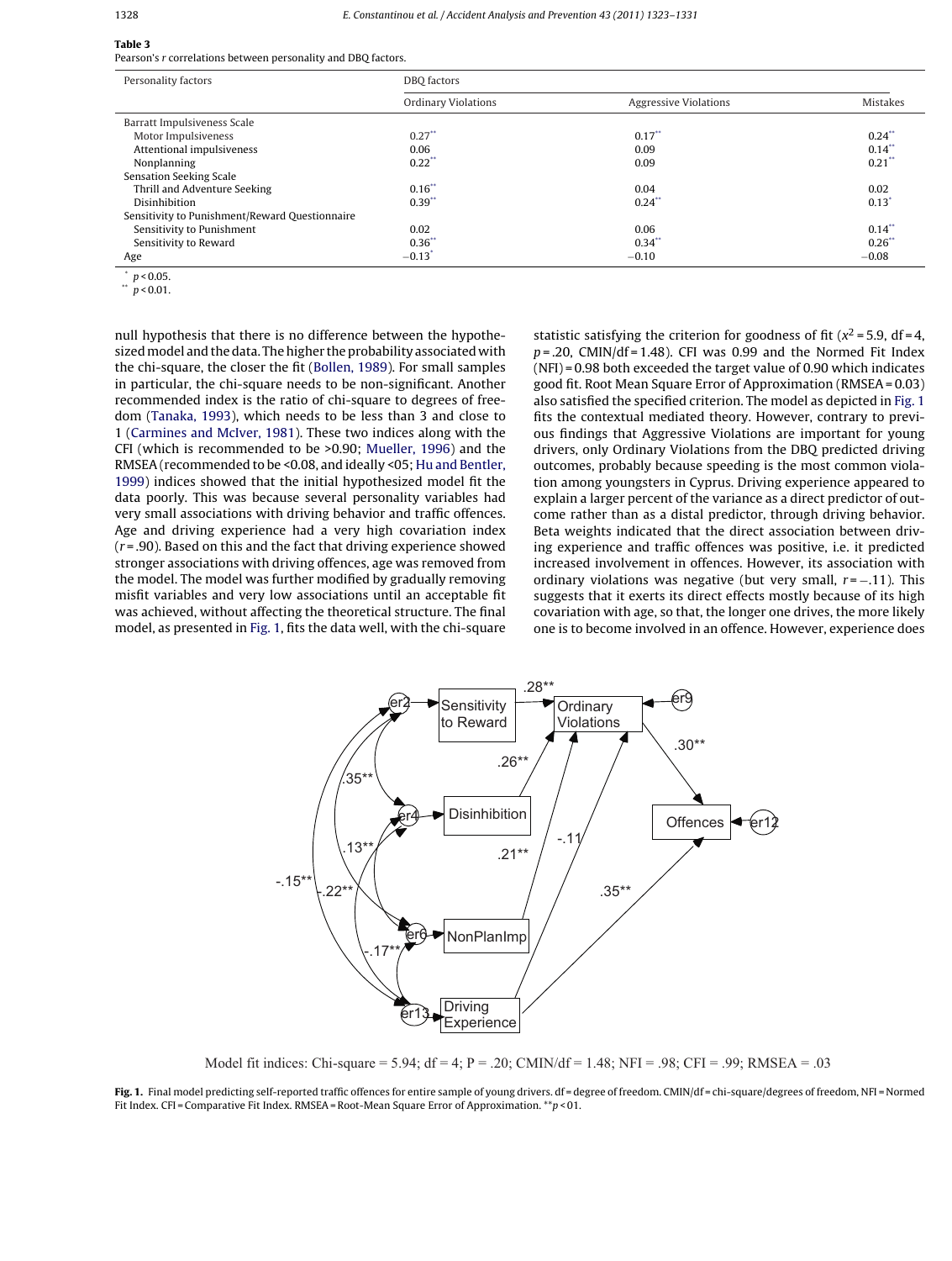**Table 3**
Pearson's *r* correlations between personality and DBQ factors.

| Personality factors | DBQ factors | | |
|---|---|---|---|
| | Ordinary Violations | Aggressive Violations | Mistakes |
| Barratt Impulsiveness Scale | | | |
| Motor Impulsiveness | 0.27** | 0.17** | 0.24** |
| Attentional impulsiveness | 0.06 | 0.09 | 0.14** |
| Nonplanning | 0.22** | 0.09 | 0.21** |
| Sensation Seeking Scale | | | |
| Thrill and Adventure Seeking | 0.16** | 0.04 | 0.02 |
| Disinhibition | 0.39** | 0.24** | 0.13* |
| Sensitivity to Punishment/Reward Questionnaire | | | |
| Sensitivity to Punishment | 0.02 | 0.06 | 0.14** |
| Sensitivity to Reward | 0.36** | 0.34** | 0.26** |
| Age | −0.13* | −0.10 | −0.08 |

* $p < 0.05$.
** $p < 0.01$.

null hypothesis that there is no difference between the hypothesized model and the data. The higher the probability associated with the chi-square, the closer the fit (Bollen, 1989). For small samples in particular, the chi-square needs to be non-significant. Another recommended index is the ratio of chi-square to degrees of freedom (Tanaka, 1993), which needs to be less than 3 and close to 1 (Carmines and McIver, 1981). These two indices along with the CFI (which is recommended to be >0.90; Mueller, 1996) and the RMSEA (recommended to be <0.08, and ideally <05; Hu and Bentler, 1999) indices showed that the initial hypothesized model fit the data poorly. This was because several personality variables had very small associations with driving behavior and traffic offences. Age and driving experience had a very high covariation index ($r$ = .90). Based on this and the fact that driving experience showed stronger associations with driving offences, age was removed from the model. The model was further modified by gradually removing misfit variables and very low associations until an acceptable fit was achieved, without affecting the theoretical structure. The final model, as presented in Fig. 1, fits the data well, with the chi-square statistic satisfying the criterion for goodness of fit ($x^2$ = 5.9, df = 4, $p$ = .20, CMIN/df = 1.48). CFI was 0.99 and the Normed Fit Index (NFI) = 0.98 both exceeded the target value of 0.90 which indicates good fit. Root Mean Square Error of Approximation (RMSEA = 0.03) also satisfied the specified criterion. The model as depicted in Fig. 1 fits the contextual mediated theory. However, contrary to previous findings that Aggressive Violations are important for young drivers, only Ordinary Violations from the DBQ predicted driving outcomes, probably because speeding is the most common violation among youngsters in Cyprus. Driving experience appeared to explain a larger percent of the variance as a direct predictor of outcome rather than as a distal predictor, through driving behavior. Beta weights indicated that the direct association between driving experience and traffic offences was positive, i.e. it predicted increased involvement in offences. However, its association with ordinary violations was negative (but very small, $r$ = −.11). This suggests that it exerts its direct effects mostly because of its high covariation with age, so that, the longer one drives, the more likely one is to become involved in an offence. However, experience does

Model fit indices: Chi-square = 5.94; df = 4; P = .20; CMIN/df = 1.48; NFI = .98; CFI = .99; RMSEA = .03

**Fig. 1.** Final model predicting self-reported traffic offences for entire sample of young drivers. df = degree of freedom. CMIN/df = chi-square/degrees of freedom, NFI = Normed Fit Index. CFI = Comparative Fit Index. RMSEA = Root-Mean Square Error of Approximation. **$p$ < 01.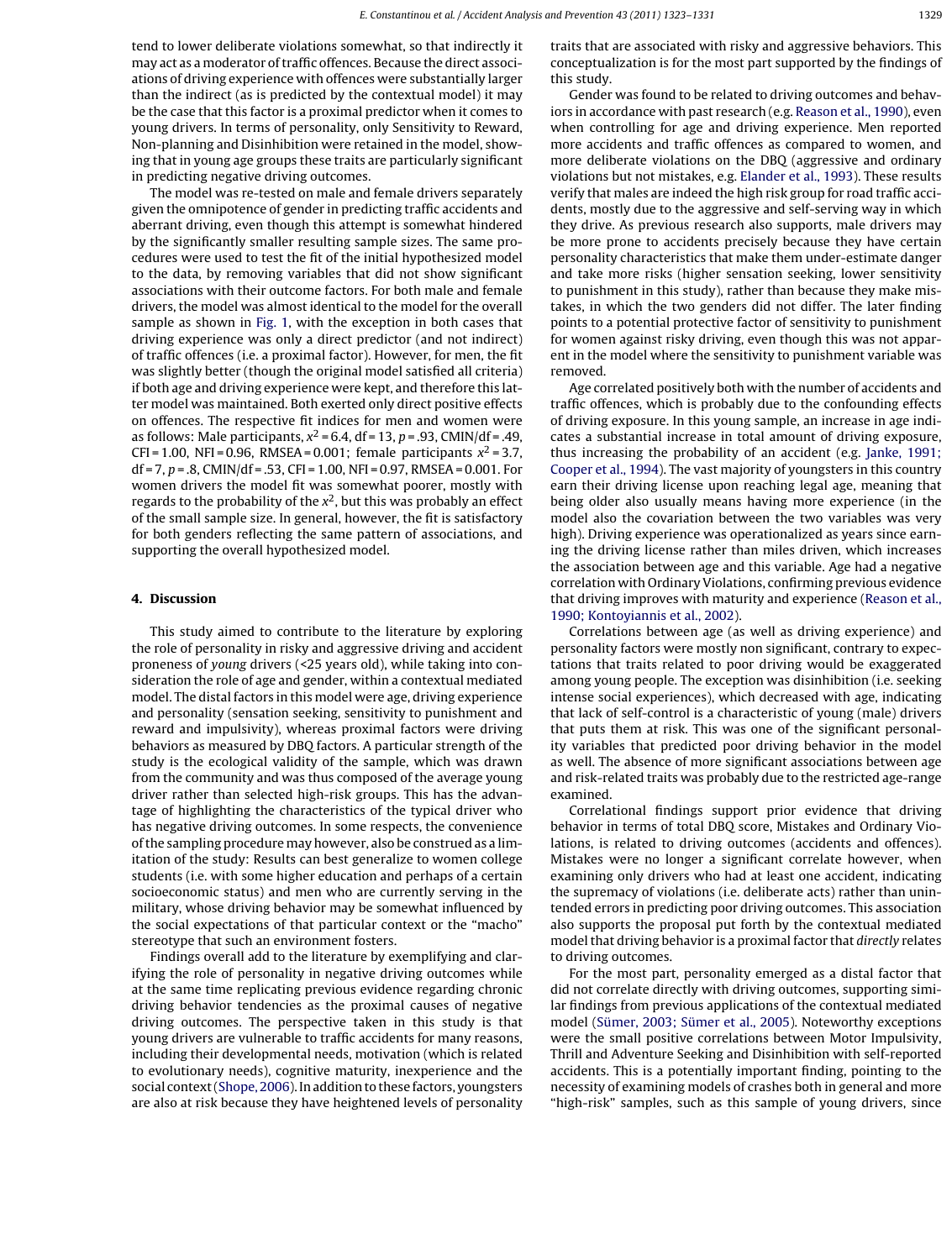tend to lower deliberate violations somewhat, so that indirectly it may act as a moderator of traffic offences. Because the direct associations of driving experience with offences were substantially larger than the indirect (as is predicted by the contextual model) it may be the case that this factor is a proximal predictor when it comes to young drivers. In terms of personality, only Sensitivity to Reward, Non-planning and Disinhibition were retained in the model, showing that in young age groups these traits are particularly significant in predicting negative driving outcomes.

The model was re-tested on male and female drivers separately given the omnipotence of gender in predicting traffic accidents and aberrant driving, even though this attempt is somewhat hindered by the significantly smaller resulting sample sizes. The same procedures were used to test the fit of the initial hypothesized model to the data, by removing variables that did not show significant associations with their outcome factors. For both male and female drivers, the model was almost identical to the model for the overall sample as shown in Fig. 1, with the exception in both cases that driving experience was only a direct predictor (and not indirect) of traffic offences (i.e. a proximal factor). However, for men, the fit was slightly better (though the original model satisfied all criteria) if both age and driving experience were kept, and therefore this latter model was maintained. Both exerted only direct positive effects on offences. The respective fit indices for men and women were as follows: Male participants, $x^2 = 6.4$, df = 13, $p = .93$, CMIN/df = .49, CFI = 1.00, NFI = 0.96, RMSEA = 0.001; female participants $x^2 = 3.7$, df = 7, $p = .8$, CMIN/df = .53, CFI = 1.00, NFI = 0.97, RMSEA = 0.001. For women drivers the model fit was somewhat poorer, mostly with regards to the probability of the $x^2$, but this was probably an effect of the small sample size. In general, however, the fit is satisfactory for both genders reflecting the same pattern of associations, and supporting the overall hypothesized model.

## 4. Discussion

This study aimed to contribute to the literature by exploring the role of personality in risky and aggressive driving and accident proneness of *young* drivers (<25 years old), while taking into consideration the role of age and gender, within a contextual mediated model. The distal factors in this model were age, driving experience and personality (sensation seeking, sensitivity to punishment and reward and impulsivity), whereas proximal factors were driving behaviors as measured by DBQ factors. A particular strength of the study is the ecological validity of the sample, which was drawn from the community and was thus composed of the average young driver rather than selected high-risk groups. This has the advantage of highlighting the characteristics of the typical driver who has negative driving outcomes. In some respects, the convenience of the sampling procedure may however, also be construed as a limitation of the study: Results can best generalize to women college students (i.e. with some higher education and perhaps of a certain socioeconomic status) and men who are currently serving in the military, whose driving behavior may be somewhat influenced by the social expectations of that particular context or the "macho" stereotype that such an environment fosters.

Findings overall add to the literature by exemplifying and clarifying the role of personality in negative driving outcomes while at the same time replicating previous evidence regarding chronic driving behavior tendencies as the proximal causes of negative driving outcomes. The perspective taken in this study is that young drivers are vulnerable to traffic accidents for many reasons, including their developmental needs, motivation (which is related to evolutionary needs), cognitive maturity, inexperience and the social context (Shope, 2006). In addition to these factors, youngsters are also at risk because they have heightened levels of personality traits that are associated with risky and aggressive behaviors. This conceptualization is for the most part supported by the findings of this study.

Gender was found to be related to driving outcomes and behaviors in accordance with past research (e.g. Reason et al., 1990), even when controlling for age and driving experience. Men reported more accidents and traffic offences as compared to women, and more deliberate violations on the DBQ (aggressive and ordinary violations but not mistakes, e.g. Elander et al., 1993). These results verify that males are indeed the high risk group for road traffic accidents, mostly due to the aggressive and self-serving way in which they drive. As previous research also supports, male drivers may be more prone to accidents precisely because they have certain personality characteristics that make them under-estimate danger and take more risks (higher sensation seeking, lower sensitivity to punishment in this study), rather than because they make mistakes, in which the two genders did not differ. The later finding points to a potential protective factor of sensitivity to punishment for women against risky driving, even though this was not apparent in the model where the sensitivity to punishment variable was removed.

Age correlated positively both with the number of accidents and traffic offences, which is probably due to the confounding effects of driving exposure. In this young sample, an increase in age indicates a substantial increase in total amount of driving exposure, thus increasing the probability of an accident (e.g. Janke, 1991; Cooper et al., 1994). The vast majority of youngsters in this country earn their driving license upon reaching legal age, meaning that being older also usually means having more experience (in the model also the covariation between the two variables was very high). Driving experience was operationalized as years since earning the driving license rather than miles driven, which increases the association between age and this variable. Age had a negative correlation with Ordinary Violations, confirming previous evidence that driving improves with maturity and experience (Reason et al., 1990; Kontoyiannis et al., 2002).

Correlations between age (as well as driving experience) and personality factors were mostly non significant, contrary to expectations that traits related to poor driving would be exaggerated among young people. The exception was disinhibition (i.e. seeking intense social experiences), which decreased with age, indicating that lack of self-control is a characteristic of young (male) drivers that puts them at risk. This was one of the significant personality variables that predicted poor driving behavior in the model as well. The absence of more significant associations between age and risk-related traits was probably due to the restricted age-range examined.

Correlational findings support prior evidence that driving behavior in terms of total DBQ score, Mistakes and Ordinary Violations, is related to driving outcomes (accidents and offences). Mistakes were no longer a significant correlate however, when examining only drivers who had at least one accident, indicating the supremacy of violations (i.e. deliberate acts) rather than unintended errors in predicting poor driving outcomes. This association also supports the proposal put forth by the contextual mediated model that driving behavior is a proximal factor that *directly* relates to driving outcomes.

For the most part, personality emerged as a distal factor that did not correlate directly with driving outcomes, supporting similar findings from previous applications of the contextual mediated model (Sümer, 2003; Sümer et al., 2005). Noteworthy exceptions were the small positive correlations between Motor Impulsivity, Thrill and Adventure Seeking and Disinhibition with self-reported accidents. This is a potentially important finding, pointing to the necessity of examining models of crashes both in general and more "high-risk" samples, such as this sample of young drivers, since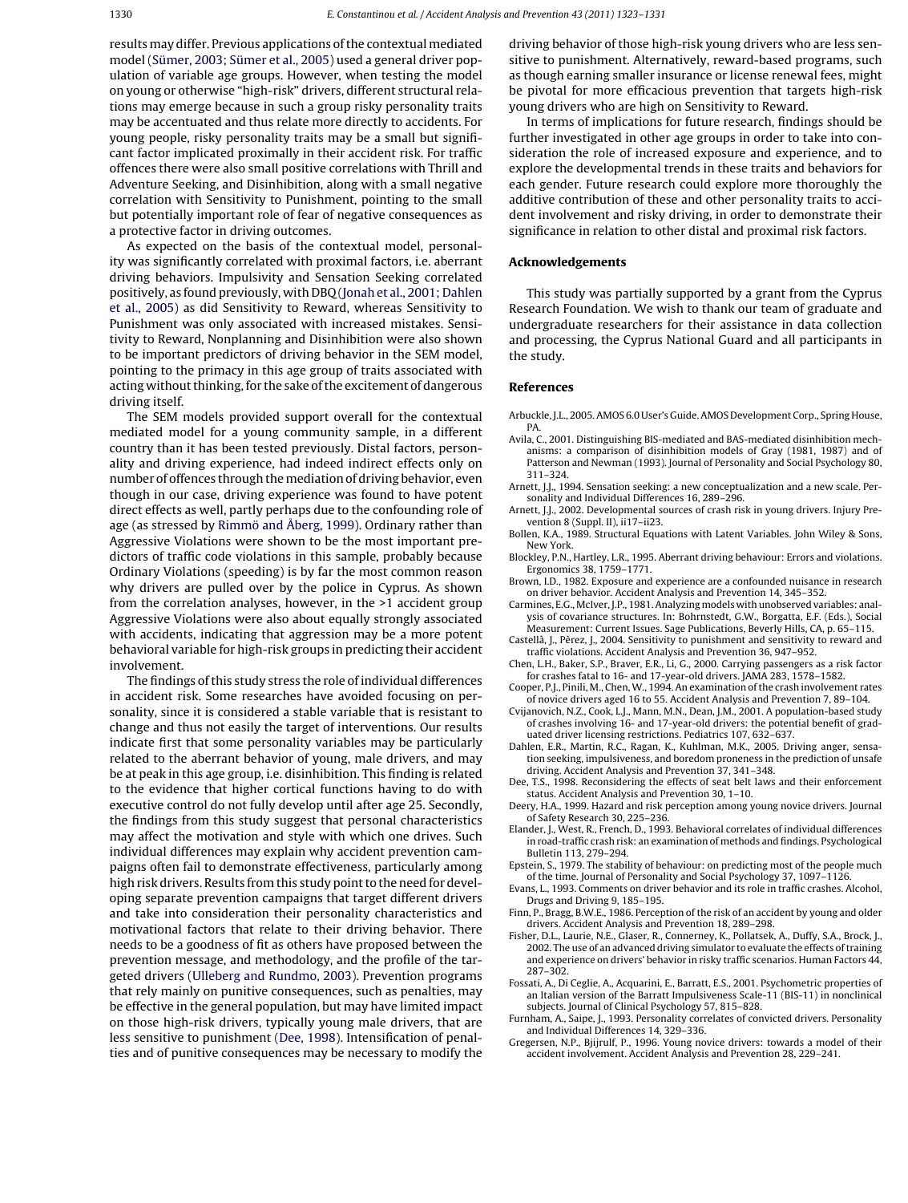results may differ. Previous applications of the contextual mediated model (Sümer, 2003; Sümer et al., 2005) used a general driver population of variable age groups. However, when testing the model on young or otherwise "high-risk" drivers, different structural relations may emerge because in such a group risky personality traits may be accentuated and thus relate more directly to accidents. For young people, risky personality traits may be a small but significant factor implicated proximally in their accident risk. For traffic offences there were also small positive correlations with Thrill and Adventure Seeking, and Disinhibition, along with a small negative correlation with Sensitivity to Punishment, pointing to the small but potentially important role of fear of negative consequences as a protective factor in driving outcomes.

As expected on the basis of the contextual model, personality was significantly correlated with proximal factors, i.e. aberrant driving behaviors. Impulsivity and Sensation Seeking correlated positively, as found previously, with DBQ (Jonah et al., 2001; Dahlen et al., 2005) as did Sensitivity to Reward, whereas Sensitivity to Punishment was only associated with increased mistakes. Sensitivity to Reward, Nonplanning and Disinhibition were also shown to be important predictors of driving behavior in the SEM model, pointing to the primacy in this age group of traits associated with acting without thinking, for the sake of the excitement of dangerous driving itself.

The SEM models provided support overall for the contextual mediated model for a young community sample, in a different country than it has been tested previously. Distal factors, personality and driving experience, had indeed indirect effects only on number of offences through the mediation of driving behavior, even though in our case, driving experience was found to have potent direct effects as well, partly perhaps due to the confounding role of age (as stressed by Rimmö and Åberg, 1999). Ordinary rather than Aggressive Violations were shown to be the most important predictors of traffic code violations in this sample, probably because Ordinary Violations (speeding) is by far the most common reason why drivers are pulled over by the police in Cyprus. As shown from the correlation analyses, however, in the >1 accident group Aggressive Violations were also about equally strongly associated with accidents, indicating that aggression may be a more potent behavioral variable for high-risk groups in predicting their accident involvement.

The findings of this study stress the role of individual differences in accident risk. Some researches have avoided focusing on personality, since it is considered a stable variable that is resistant to change and thus not easily the target of interventions. Our results indicate first that some personality variables may be particularly related to the aberrant behavior of young, male drivers, and may be at peak in this age group, i.e. disinhibition. This finding is related to the evidence that higher cortical functions having to do with executive control do not fully develop until after age 25. Secondly, the findings from this study suggest that personal characteristics may affect the motivation and style with which one drives. Such individual differences may explain why accident prevention campaigns often fail to demonstrate effectiveness, particularly among high risk drivers. Results from this study point to the need for developing separate prevention campaigns that target different drivers and take into consideration their personality characteristics and motivational factors that relate to their driving behavior. There needs to be a goodness of fit as others have proposed between the prevention message, and methodology, and the profile of the targeted drivers (Ulleberg and Rundmo, 2003). Prevention programs that rely mainly on punitive consequences, such as penalties, may be effective in the general population, but may have limited impact on those high-risk drivers, typically young male drivers, that are less sensitive to punishment (Dee, 1998). Intensification of penalties and of punitive consequences may be necessary to modify the driving behavior of those high-risk young drivers who are less sensitive to punishment. Alternatively, reward-based programs, such as though earning smaller insurance or license renewal fees, might be pivotal for more efficacious prevention that targets high-risk young drivers who are high on Sensitivity to Reward.

In terms of implications for future research, findings should be further investigated in other age groups in order to take into consideration the role of increased exposure and experience, and to explore the developmental trends in these traits and behaviors for each gender. Future research could explore more thoroughly the additive contribution of these and other personality traits to accident involvement and risky driving, in order to demonstrate their significance in relation to other distal and proximal risk factors.

## Acknowledgements

This study was partially supported by a grant from the Cyprus Research Foundation. We wish to thank our team of graduate and undergraduate researchers for their assistance in data collection and processing, the Cyprus National Guard and all participants in the study.

## References

Arbuckle, J.L., 2005. AMOS 6.0 User's Guide. AMOS Development Corp., Spring House, PA.

Avila, C., 2001. Distinguishing BIS-mediated and BAS-mediated disinhibition mechanisms: a comparison of disinhibition models of Gray (1981, 1987) and of Patterson and Newman (1993). Journal of Personality and Social Psychology 80, 311–324.

Arnett, J.J., 1994. Sensation seeking: a new conceptualization and a new scale. Personality and Individual Differences 16, 289–296.

Arnett, J.J., 2002. Developmental sources of crash risk in young drivers. Injury Prevention 8 (Suppl. II), ii17–ii23.

Bollen, K.A., 1989. Structural Equations with Latent Variables. John Wiley & Sons, New York.

Blockley, P.N., Hartley, L.R., 1995. Aberrant driving behaviour: Errors and violations. Ergonomics 38, 1759–1771.

Brown, I.D., 1982. Exposure and experience are a confounded nuisance in research on driver behavior. Accident Analysis and Prevention 14, 345–352.

Carmines, E.G., McIver, J.P., 1981. Analyzing models with unobserved variables: analysis of covariance structures. In: Bohrnstedt, G.W., Borgatta, E.F. (Eds.), Social Measurement: Current Issues. Sage Publications, Beverly Hills, CA, p. 65–115.

Castellà, J., Pèrez, J., 2004. Sensitivity to punishment and sensitivity to reward and traffic violations. Accident Analysis and Prevention 36, 947–952.

Chen, L.H., Baker, S.P., Braver, E.R., Li, G., 2000. Carrying passengers as a risk factor for crashes fatal to 16- and 17-year-old drivers. JAMA 283, 1578–1582.

Cooper, P.J., Pinili, M., Chen, W., 1994. An examination of the crash involvement rates of novice drivers aged 16 to 55. Accident Analysis and Prevention 7, 89–104.

Cvijanovich, N.Z., Cook, L.J., Mann, M.N., Dean, J.M., 2001. A population-based study of crashes involving 16- and 17-year-old drivers: the potential benefit of graduated driver licensing restrictions. Pediatrics 107, 632–637.

Dahlen, E.R., Martin, R.C., Ragan, K., Kuhlman, M.K., 2005. Driving anger, sensation seeking, impulsiveness, and boredom proneness in the prediction of unsafe driving. Accident Analysis and Prevention 37, 341–348.

Dee, T.S., 1998. Reconsidering the effects of seat belt laws and their enforcement status. Accident Analysis and Prevention 30, 1–10.

Deery, H.A., 1999. Hazard and risk perception among young novice drivers. Journal of Safety Research 30, 225–236.

Elander, J., West, R., French, D., 1993. Behavioral correlates of individual differences in road-traffic crash risk: an examination of methods and findings. Psychological Bulletin 113, 279–294.

Epstein, S., 1979. The stability of behaviour: on predicting most of the people much of the time. Journal of Personality and Social Psychology 37, 1097–1126.

Evans, L., 1993. Comments on driver behavior and its role in traffic crashes. Alcohol, Drugs and Driving 9, 185–195.

Finn, P., Bragg, B.W.E., 1986. Perception of the risk of an accident by young and older drivers. Accident Analysis and Prevention 18, 289–298.

Fisher, D.L., Laurie, N.E., Glaser, R., Connerney, K., Pollatsek, A., Duffy, S.A., Brock, J., 2002. The use of an advanced driving simulator to evaluate the effects of training and experience on drivers' behavior in risky traffic scenarios. Human Factors 44, 287–302.

Fossati, A., Di Ceglie, A., Acquarini, E., Barratt, E.S., 2001. Psychometric properties of an Italian version of the Barratt Impulsiveness Scale-11 (BIS-11) in nonclinical subjects. Journal of Clinical Psychology 57, 815–828.

Furnham, A., Saipe, J., 1993. Personality correlates of convicted drivers. Personality and Individual Differences 14, 329–336.

Gregersen, N.P., Bjijrulf, P., 1996. Young novice drivers: towards a model of their accident involvement. Accident Analysis and Prevention 28, 229–241.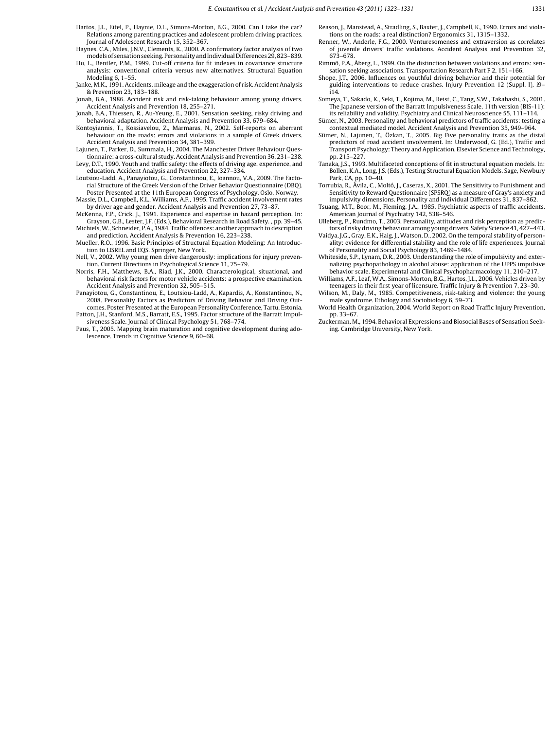Hartos, J.L., Eitel, P., Haynie, D.L., Simons-Morton, B.G., 2000. Can I take the car? Relations among parenting practices and adolescent problem driving practices. Journal of Adolescent Research 15, 352–367.

Haynes, C.A., Miles, J.N.V., Clements, K., 2000. A confirmatory factor analysis of two models of sensation seeking. Personality and Individual Differences 29, 823–839.

Hu, L., Bentler, P.M., 1999. Cut-off criteria for fit indexes in covariance structure analysis: conventional criteria versus new alternatives. Structural Equation Modeling 6, 1–55.

Janke, M.K., 1991. Accidents, mileage and the exaggeration of risk. Accident Analysis & Prevention 23, 183–188.

Jonah, B.A., 1986. Accident risk and risk-taking behaviour among young drivers. Accident Analysis and Prevention 18, 255–271.

Jonah, B.A., Thiessen, R., Au-Yeung, E., 2001. Sensation seeking, risky driving and behavioral adaptation. Accident Analysis and Prevention 33, 679–684.

Kontoyiannis, T., Kossiavelou, Z., Marmaras, N., 2002. Self-reports on aberrant behaviour on the roads: errors and violations in a sample of Greek drivers. Accident Analysis and Prevention 34, 381–399.

Lajunen, T., Parker, D., Summala, H., 2004. The Manchester Driver Behaviour Questionnaire: a cross-cultural study. Accident Analysis and Prevention 36, 231–238.

Levy, D.T., 1990. Youth and traffic safety: the effects of driving age, experience, and education. Accident Analysis and Prevention 22, 327–334.

Loutsiou-Ladd, A., Panayiotou, G., Constantinou, E., Ioannou, V.A., 2009. The Factorial Structure of the Greek Version of the Driver Behavior Questionnaire (DBQ). Poster Presented at the 11th European Congress of Psychology, Oslo, Norway.

Massie, D.L., Campbell, K.L., Williams, A.F., 1995. Traffic accident involvement rates by driver age and gender. Accident Analysis and Prevention 27, 73–87.

McKenna, F.P., Crick, J., 1991. Experience and expertise in hazard perception. In: Grayson, G.B., Lester, J.F. (Eds.), Behavioral Research in Road Safety. , pp. 39–45.

Michiels, W., Schneider, P.A., 1984. Traffic offences: another approach to description and prediction. Accident Analysis & Prevention 16, 223–238.

Mueller, R.O., 1996. Basic Principles of Structural Equation Modeling: An Introduction to LISREL and EQS. Springer, New York.

Nell, V., 2002. Why young men drive dangerously: implications for injury prevention. Current Directions in Psychological Science 11, 75–79.

Norris, F.H., Matthews, B.A., Riad, J.K., 2000. Characterological, situational, and behavioral risk factors for motor vehicle accidents: a prospective examination. Accident Analysis and Prevention 32, 505–515.

Panayiotou, G., Constantinou, E., Loutsiou-Ladd, A., Kapardis, A., Konstantinou, N., 2008. Personality Factors as Predictors of Driving Behavior and Driving Outcomes. Poster Presented at the European Personality Conference, Tartu, Estonia.

Patton, J.H., Stanford, M.S., Barratt, E.S., 1995. Factor structure of the Barratt Impulsiveness Scale. Journal of Clinical Psychology 51, 768–774.

Paus, T., 2005. Mapping brain maturation and cognitive development during adolescence. Trends in Cognitive Science 9, 60–68.

Reason, J., Manstead, A., Stradling, S., Baxter, J., Campbell, K., 1990. Errors and violations on the roads: a real distinction? Ergonomics 31, 1315–1332.

Renner, W., Anderle, F.G., 2000. Venturesomeness and extraversion as correlates of juvenile drivers' traffic violations. Accident Analysis and Prevention 32, 673–678.

Rimmö, P.A., Åberg, L., 1999. On the distinction between violations and errors: sensation seeking associations. Transportation Research Part F 2, 151–166.

Shope, J.T., 2006. Influences on youthful driving behavior and their potential for guiding interventions to reduce crashes. Injury Prevention 12 (Suppl. I), i9–i14.

Someya, T., Sakado, K., Seki, T., Kojima, M., Reist, C., Tang, S.W., Takahashi, S., 2001. The Japanese version of the Barratt Impulsiveness Scale, 11th version (BIS-11): its reliability and validity. Psychiatry and Clinical Neuroscience 55, 111–114.

Sümer, N., 2003. Personality and behavioral predictors of traffic accidents: testing a contextual mediated model. Accident Analysis and Prevention 35, 949–964.

Sümer, N., Lajunen, T., Özkan, T., 2005. Big Five personality traits as the distal predictors of road accident involvement. In: Underwood, G. (Ed.), Traffic and Transport Psychology: Theory and Application. Elsevier Science and Technology, pp. 215–227.

Tanaka, J.S., 1993. Multifaceted conceptions of fit in structural equation models. In: Bollen, K.A., Long, J.S. (Eds.), Testing Structural Equation Models. Sage, Newbury Park, CA, pp. 10–40.

Torrubia, R., Àvila, C., Moltó, J., Caseras, X., 2001. The Sensitivity to Punishment and Sensitivity to Reward Questionnaire (SPSRQ) as a measure of Gray's anxiety and impulsivity dimensions. Personality and Individual Differences 31, 837–862.

Tsuang, M.T., Boor, M., Fleming, J.A., 1985. Psychiatric aspects of traffic accidents. American Journal of Psychiatry 142, 538–546.

Ulleberg, P., Rundmo, T., 2003. Personality, attitudes and risk perception as predictors of risky driving behaviour among young drivers. Safety Science 41, 427–443.

Vaidya, J.G., Gray, E.K., Haig, J., Watson, D., 2002. On the temporal stability of personality: evidence for differential stability and the role of life experiences. Journal of Personality and Social Psychology 83, 1469–1484.

Whiteside, S.P., Lynam, D.R., 2003. Understanding the role of impulsivity and externalizing psychopathology in alcohol abuse: application of the UPPS impulsive behavior scale. Experimental and Clinical Psychopharmacology 11, 210–217.

Williams, A.F., Leaf, W.A., Simons-Morton, B.G., Hartos, J.L., 2006. Vehicles driven by teenagers in their first year of licensure. Traffic Injury & Prevention 7, 23–30.

Wilson, M., Daly, M., 1985. Competitiveness, risk-taking and violence: the young male syndrome. Ethology and Sociobiology 6, 59–73.

World Health Organization, 2004. World Report on Road Traffic Injury Prevention, pp. 33–67.

Zuckerman, M., 1994. Behavioral Expressions and Biosocial Bases of Sensation Seeking. Cambridge University, New York.